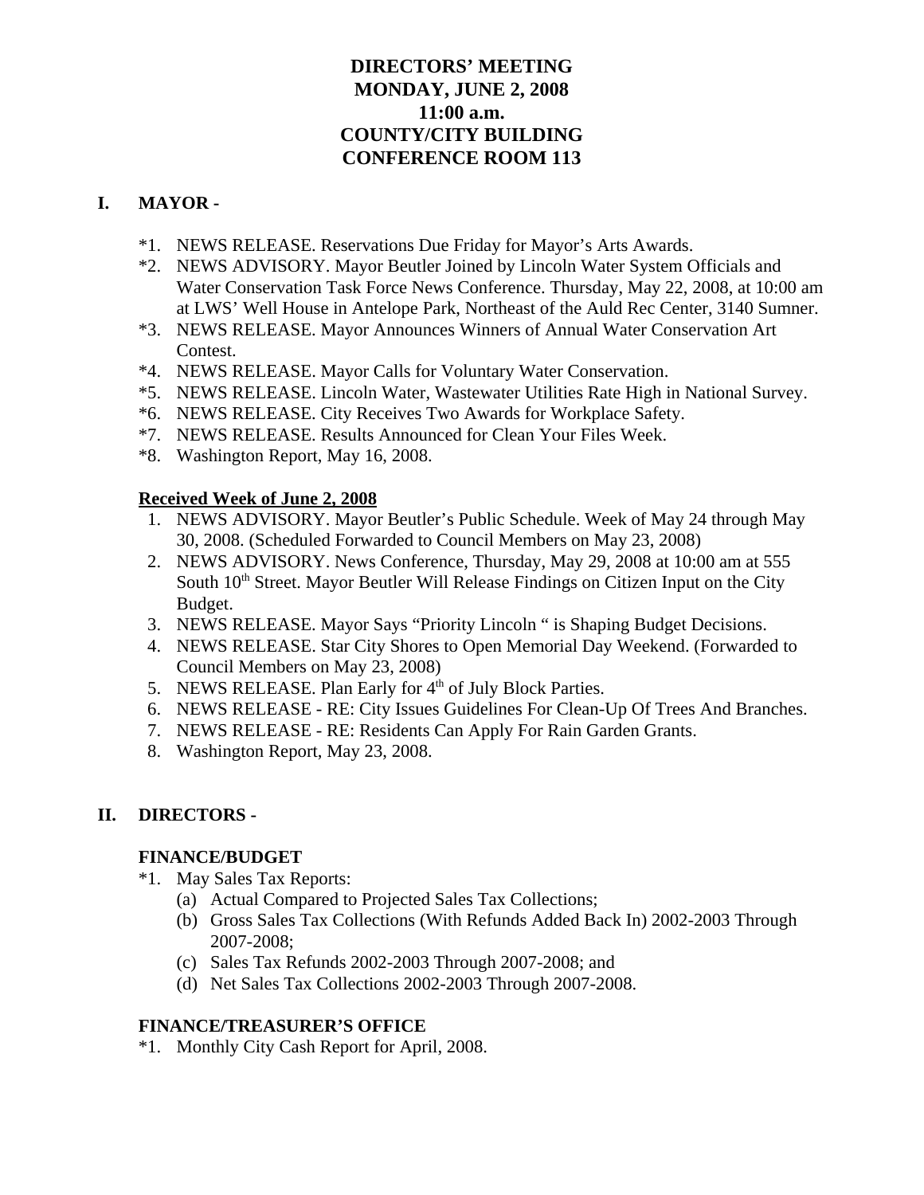# DIRECTORS' MEETING
# MONDAY, JUNE 2, 2008
# 11:00 a.m.
# COUNTY/CITY BUILDING
# CONFERENCE ROOM 113

## I. MAYOR -

*1. NEWS RELEASE. Reservations Due Friday for Mayor's Arts Awards.

*2. NEWS ADVISORY. Mayor Beutler Joined by Lincoln Water System Officials and Water Conservation Task Force News Conference. Thursday, May 22, 2008, at 10:00 am at LWS' Well House in Antelope Park, Northeast of the Auld Rec Center, 3140 Sumner.

*3. NEWS RELEASE. Mayor Announces Winners of Annual Water Conservation Art Contest.

*4. NEWS RELEASE. Mayor Calls for Voluntary Water Conservation.

*5. NEWS RELEASE. Lincoln Water, Wastewater Utilities Rate High in National Survey.

*6. NEWS RELEASE. City Receives Two Awards for Workplace Safety.

*7. NEWS RELEASE. Results Announced for Clean Your Files Week.

*8. Washington Report, May 16, 2008.

**Received Week of June 2, 2008**

1. NEWS ADVISORY. Mayor Beutler's Public Schedule. Week of May 24 through May 30, 2008. (Scheduled Forwarded to Council Members on May 23, 2008)
2. NEWS ADVISORY. News Conference, Thursday, May 29, 2008 at 10:00 am at 555 South 10th Street. Mayor Beutler Will Release Findings on Citizen Input on the City Budget.
3. NEWS RELEASE. Mayor Says "Priority Lincoln " is Shaping Budget Decisions.
4. NEWS RELEASE. Star City Shores to Open Memorial Day Weekend. (Forwarded to Council Members on May 23, 2008)
5. NEWS RELEASE. Plan Early for 4th of July Block Parties.
6. NEWS RELEASE - RE: City Issues Guidelines For Clean-Up Of Trees And Branches.
7. NEWS RELEASE - RE: Residents Can Apply For Rain Garden Grants.
8. Washington Report, May 23, 2008.

## II. DIRECTORS -

### FINANCE/BUDGET

*1. May Sales Tax Reports:
   - (a) Actual Compared to Projected Sales Tax Collections;
   - (b) Gross Sales Tax Collections (With Refunds Added Back In) 2002-2003 Through 2007-2008;
   - (c) Sales Tax Refunds 2002-2003 Through 2007-2008; and
   - (d) Net Sales Tax Collections 2002-2003 Through 2007-2008.

### FINANCE/TREASURER'S OFFICE

*1. Monthly City Cash Report for April, 2008.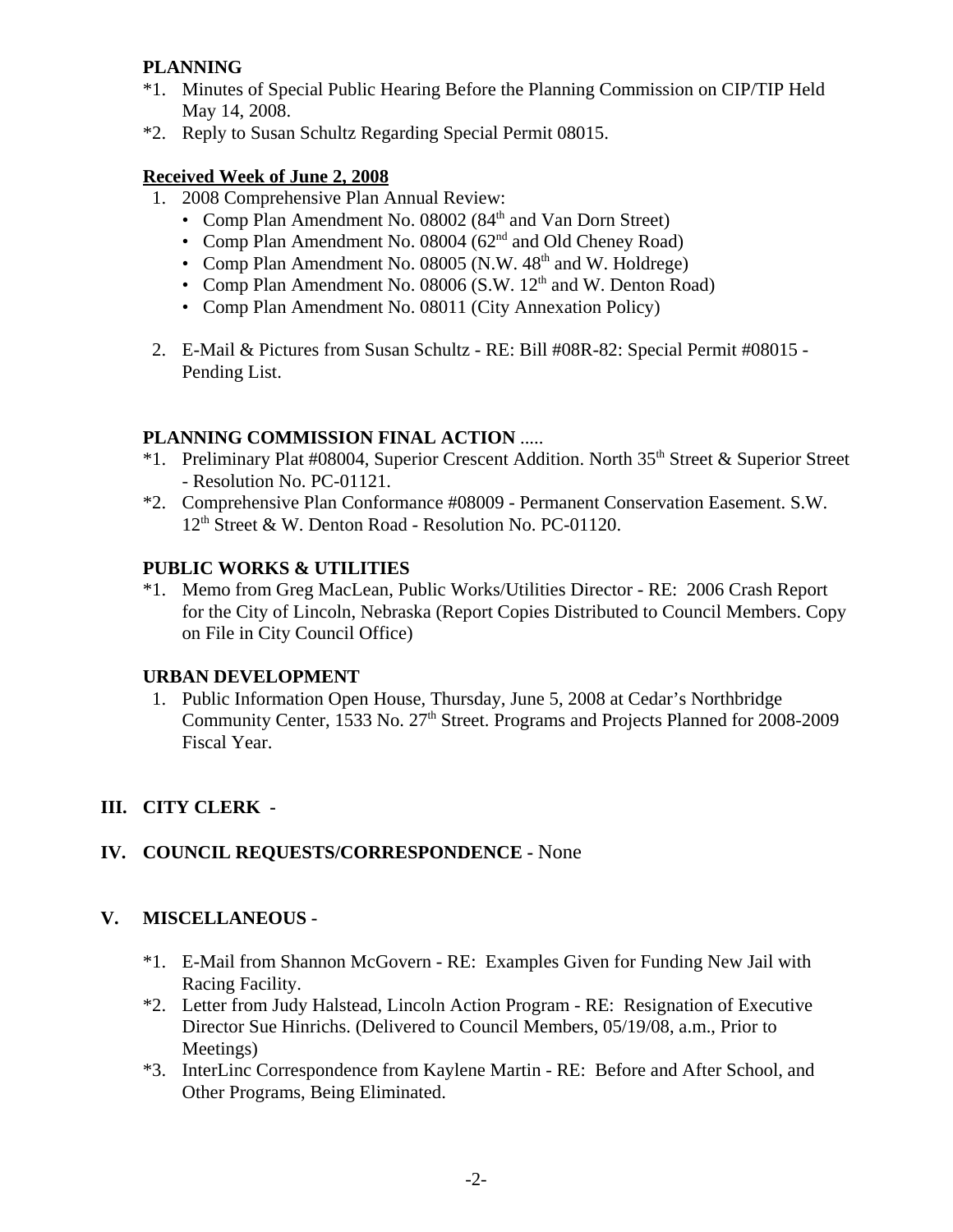**PLANNING**

*1. Minutes of Special Public Hearing Before the Planning Commission on CIP/TIP Held May 14, 2008.

*2. Reply to Susan Schultz Regarding Special Permit 08015.

**Received Week of June 2, 2008**

1. 2008 Comprehensive Plan Annual Review:
   - Comp Plan Amendment No. 08002 (84th and Van Dorn Street)
   - Comp Plan Amendment No. 08004 (62nd and Old Cheney Road)
   - Comp Plan Amendment No. 08005 (N.W. 48th and W. Holdrege)
   - Comp Plan Amendment No. 08006 (S.W. 12th and W. Denton Road)
   - Comp Plan Amendment No. 08011 (City Annexation Policy)
2. E-Mail & Pictures from Susan Schultz - RE: Bill #08R-82: Special Permit #08015 - Pending List.

**PLANNING COMMISSION FINAL ACTION** .....

*1. Preliminary Plat #08004, Superior Crescent Addition. North 35th Street & Superior Street - Resolution No. PC-01121.

*2. Comprehensive Plan Conformance #08009 - Permanent Conservation Easement. S.W. 12th Street & W. Denton Road - Resolution No. PC-01120.

**PUBLIC WORKS & UTILITIES**

*1. Memo from Greg MacLean, Public Works/Utilities Director - RE: 2006 Crash Report for the City of Lincoln, Nebraska (Report Copies Distributed to Council Members. Copy on File in City Council Office)

**URBAN DEVELOPMENT**

1. Public Information Open House, Thursday, June 5, 2008 at Cedar's Northbridge Community Center, 1533 No. 27th Street. Programs and Projects Planned for 2008-2009 Fiscal Year.

## III. CITY CLERK -

## IV. COUNCIL REQUESTS/CORRESPONDENCE - None

## V. MISCELLANEOUS -

*1. E-Mail from Shannon McGovern - RE: Examples Given for Funding New Jail with Racing Facility.

*2. Letter from Judy Halstead, Lincoln Action Program - RE: Resignation of Executive Director Sue Hinrichs. (Delivered to Council Members, 05/19/08, a.m., Prior to Meetings)

*3. InterLinc Correspondence from Kaylene Martin - RE: Before and After School, and Other Programs, Being Eliminated.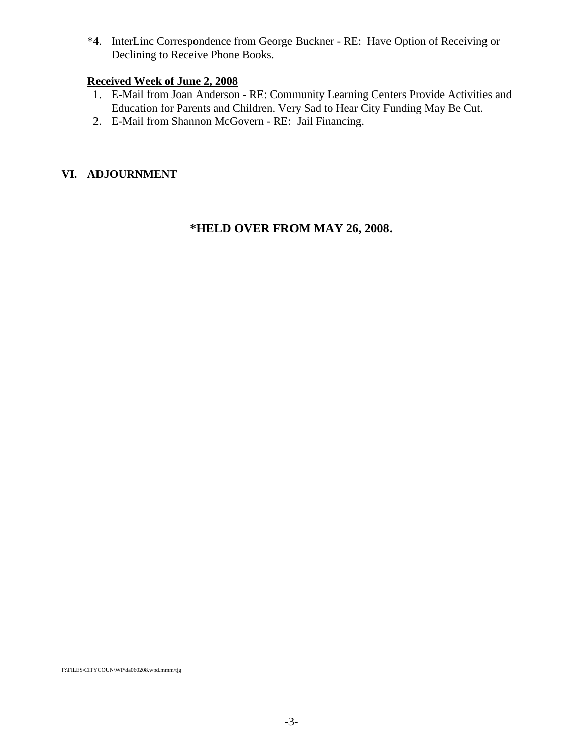*4. InterLinc Correspondence from George Buckner - RE: Have Option of Receiving or Declining to Receive Phone Books.

**Received Week of June 2, 2008**

1. E-Mail from Joan Anderson - RE: Community Learning Centers Provide Activities and Education for Parents and Children. Very Sad to Hear City Funding May Be Cut.
2. E-Mail from Shannon McGovern - RE: Jail Financing.

## VI. ADJOURNMENT

**\*HELD OVER FROM MAY 26, 2008.**

F:\FILES\CITYCOUN\WP\da060208.wpd.mmm/tjg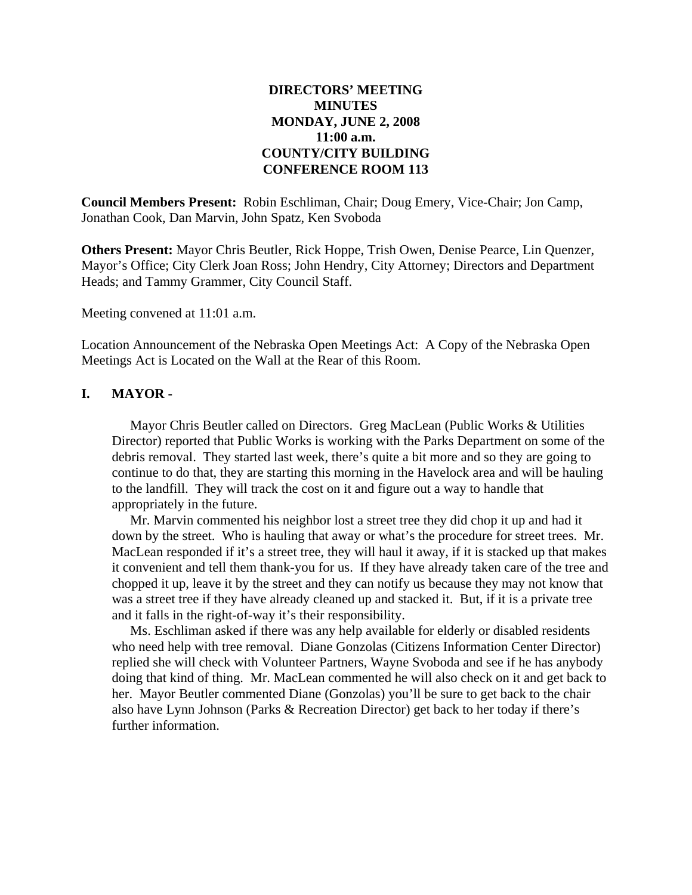**DIRECTORS' MEETING**
**MINUTES**
**MONDAY, JUNE 2, 2008**
**11:00 a.m.**
**COUNTY/CITY BUILDING**
**CONFERENCE ROOM 113**

**Council Members Present:** Robin Eschliman, Chair; Doug Emery, Vice-Chair; Jon Camp, Jonathan Cook, Dan Marvin, John Spatz, Ken Svoboda

**Others Present:** Mayor Chris Beutler, Rick Hoppe, Trish Owen, Denise Pearce, Lin Quenzer, Mayor's Office; City Clerk Joan Ross; John Hendry, City Attorney; Directors and Department Heads; and Tammy Grammer, City Council Staff.

Meeting convened at 11:01 a.m.

Location Announcement of the Nebraska Open Meetings Act: A Copy of the Nebraska Open Meetings Act is Located on the Wall at the Rear of this Room.

## I. MAYOR -

Mayor Chris Beutler called on Directors. Greg MacLean (Public Works & Utilities Director) reported that Public Works is working with the Parks Department on some of the debris removal. They started last week, there's quite a bit more and so they are going to continue to do that, they are starting this morning in the Havelock area and will be hauling to the landfill. They will track the cost on it and figure out a way to handle that appropriately in the future.

Mr. Marvin commented his neighbor lost a street tree they did chop it up and had it down by the street. Who is hauling that away or what's the procedure for street trees. Mr. MacLean responded if it's a street tree, they will haul it away, if it is stacked up that makes it convenient and tell them thank-you for us. If they have already taken care of the tree and chopped it up, leave it by the street and they can notify us because they may not know that was a street tree if they have already cleaned up and stacked it. But, if it is a private tree and it falls in the right-of-way it's their responsibility.

Ms. Eschliman asked if there was any help available for elderly or disabled residents who need help with tree removal. Diane Gonzolas (Citizens Information Center Director) replied she will check with Volunteer Partners, Wayne Svoboda and see if he has anybody doing that kind of thing. Mr. MacLean commented he will also check on it and get back to her. Mayor Beutler commented Diane (Gonzolas) you'll be sure to get back to the chair also have Lynn Johnson (Parks & Recreation Director) get back to her today if there's further information.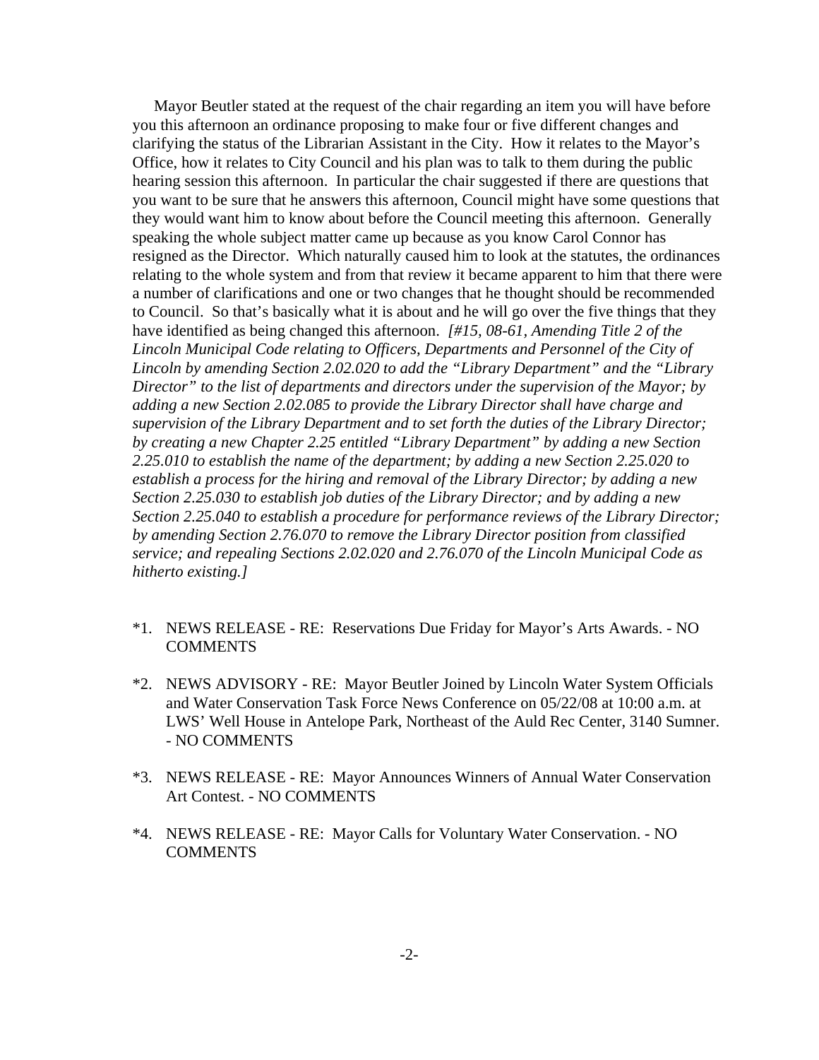Mayor Beutler stated at the request of the chair regarding an item you will have before you this afternoon an ordinance proposing to make four or five different changes and clarifying the status of the Librarian Assistant in the City. How it relates to the Mayor's Office, how it relates to City Council and his plan was to talk to them during the public hearing session this afternoon. In particular the chair suggested if there are questions that you want to be sure that he answers this afternoon, Council might have some questions that they would want him to know about before the Council meeting this afternoon. Generally speaking the whole subject matter came up because as you know Carol Connor has resigned as the Director. Which naturally caused him to look at the statutes, the ordinances relating to the whole system and from that review it became apparent to him that there were a number of clarifications and one or two changes that he thought should be recommended to Council. So that's basically what it is about and he will go over the five things that they have identified as being changed this afternoon. *[#15, 08-61, Amending Title 2 of the Lincoln Municipal Code relating to Officers, Departments and Personnel of the City of Lincoln by amending Section 2.02.020 to add the "Library Department" and the "Library Director" to the list of departments and directors under the supervision of the Mayor; by adding a new Section 2.02.085 to provide the Library Director shall have charge and supervision of the Library Department and to set forth the duties of the Library Director; by creating a new Chapter 2.25 entitled "Library Department" by adding a new Section 2.25.010 to establish the name of the department; by adding a new Section 2.25.020 to establish a process for the hiring and removal of the Library Director; by adding a new Section 2.25.030 to establish job duties of the Library Director; and by adding a new Section 2.25.040 to establish a procedure for performance reviews of the Library Director; by amending Section 2.76.070 to remove the Library Director position from classified service; and repealing Sections 2.02.020 and 2.76.070 of the Lincoln Municipal Code as hitherto existing.]*

*1. NEWS RELEASE - RE: Reservations Due Friday for Mayor's Arts Awards. - NO COMMENTS

*2. NEWS ADVISORY - RE: Mayor Beutler Joined by Lincoln Water System Officials and Water Conservation Task Force News Conference on 05/22/08 at 10:00 a.m. at LWS' Well House in Antelope Park, Northeast of the Auld Rec Center, 3140 Sumner. - NO COMMENTS

*3. NEWS RELEASE - RE: Mayor Announces Winners of Annual Water Conservation Art Contest. - NO COMMENTS

*4. NEWS RELEASE - RE: Mayor Calls for Voluntary Water Conservation. - NO COMMENTS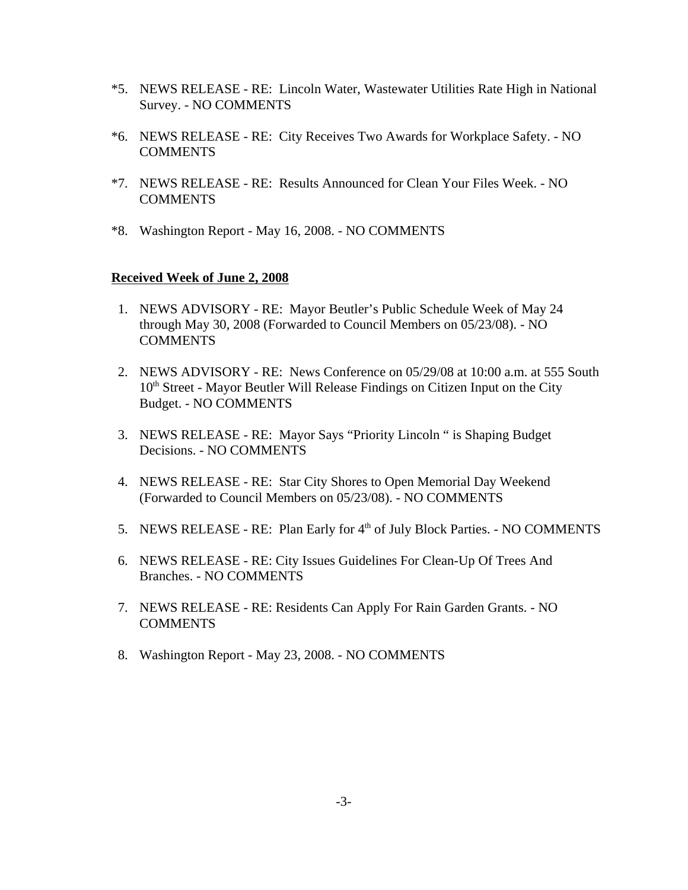*5. NEWS RELEASE - RE: Lincoln Water, Wastewater Utilities Rate High in National Survey. - NO COMMENTS

*6. NEWS RELEASE - RE: City Receives Two Awards for Workplace Safety. - NO COMMENTS

*7. NEWS RELEASE - RE: Results Announced for Clean Your Files Week. - NO COMMENTS

*8. Washington Report - May 16, 2008. - NO COMMENTS

**Received Week of June 2, 2008**

1. NEWS ADVISORY - RE: Mayor Beutler's Public Schedule Week of May 24 through May 30, 2008 (Forwarded to Council Members on 05/23/08). - NO COMMENTS

2. NEWS ADVISORY - RE: News Conference on 05/29/08 at 10:00 a.m. at 555 South 10th Street - Mayor Beutler Will Release Findings on Citizen Input on the City Budget. - NO COMMENTS

3. NEWS RELEASE - RE: Mayor Says "Priority Lincoln " is Shaping Budget Decisions. - NO COMMENTS

4. NEWS RELEASE - RE: Star City Shores to Open Memorial Day Weekend (Forwarded to Council Members on 05/23/08). - NO COMMENTS

5. NEWS RELEASE - RE: Plan Early for 4th of July Block Parties. - NO COMMENTS

6. NEWS RELEASE - RE: City Issues Guidelines For Clean-Up Of Trees And Branches. - NO COMMENTS

7. NEWS RELEASE - RE: Residents Can Apply For Rain Garden Grants. - NO COMMENTS

8. Washington Report - May 23, 2008. - NO COMMENTS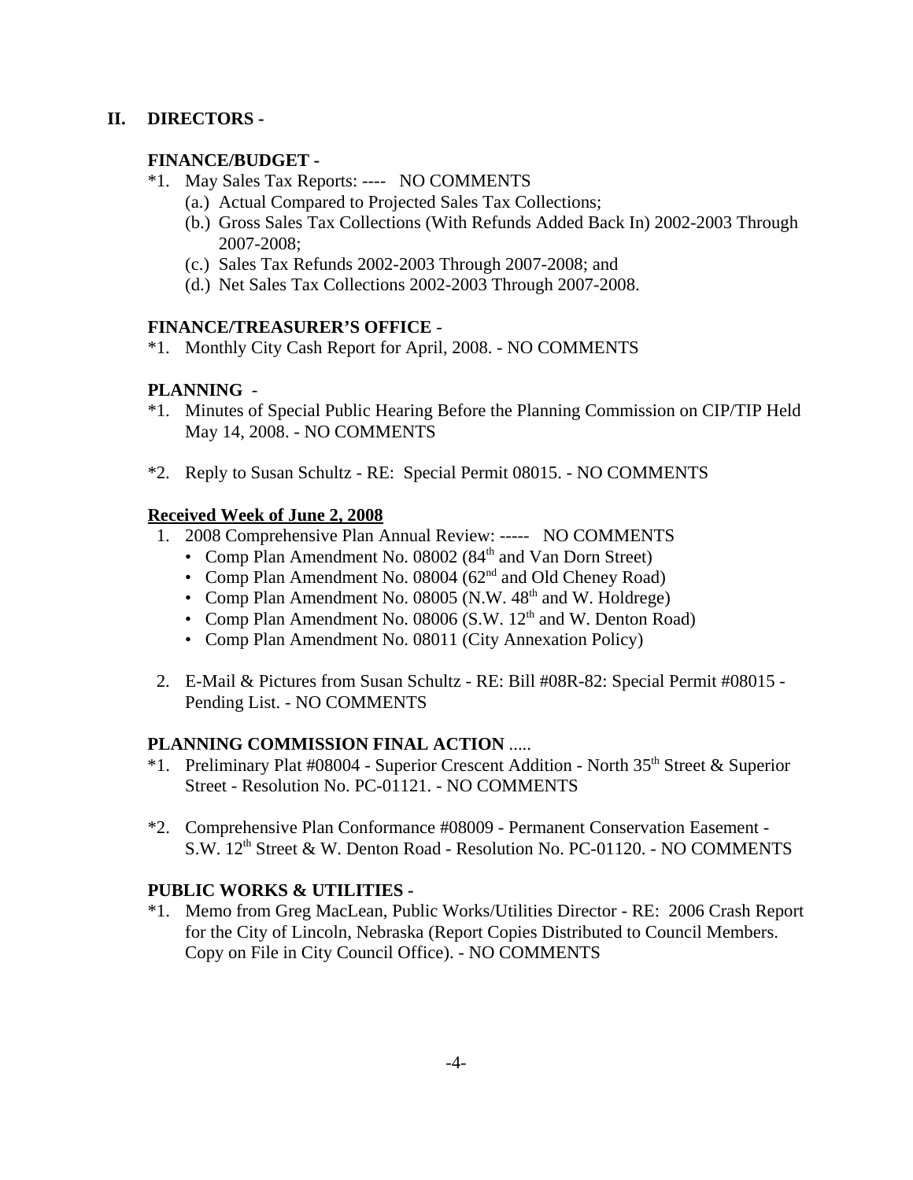## II. DIRECTORS -

### FINANCE/BUDGET -

*1. May Sales Tax Reports: ---- NO COMMENTS
   (a.) Actual Compared to Projected Sales Tax Collections;
   (b.) Gross Sales Tax Collections (With Refunds Added Back In) 2002-2003 Through 2007-2008;
   (c.) Sales Tax Refunds 2002-2003 Through 2007-2008; and
   (d.) Net Sales Tax Collections 2002-2003 Through 2007-2008.

### FINANCE/TREASURER'S OFFICE -

*1. Monthly City Cash Report for April, 2008. - NO COMMENTS

### PLANNING -

*1. Minutes of Special Public Hearing Before the Planning Commission on CIP/TIP Held May 14, 2008. - NO COMMENTS

*2. Reply to Susan Schultz - RE: Special Permit 08015. - NO COMMENTS

**Received Week of June 2, 2008**

1. 2008 Comprehensive Plan Annual Review: ----- NO COMMENTS
   - Comp Plan Amendment No. 08002 (84th and Van Dorn Street)
   - Comp Plan Amendment No. 08004 (62nd and Old Cheney Road)
   - Comp Plan Amendment No. 08005 (N.W. 48th and W. Holdrege)
   - Comp Plan Amendment No. 08006 (S.W. 12th and W. Denton Road)
   - Comp Plan Amendment No. 08011 (City Annexation Policy)

2. E-Mail & Pictures from Susan Schultz - RE: Bill #08R-82: Special Permit #08015 - Pending List. - NO COMMENTS

### PLANNING COMMISSION FINAL ACTION .....

*1. Preliminary Plat #08004 - Superior Crescent Addition - North 35th Street & Superior Street - Resolution No. PC-01121. - NO COMMENTS

*2. Comprehensive Plan Conformance #08009 - Permanent Conservation Easement - S.W. 12th Street & W. Denton Road - Resolution No. PC-01120. - NO COMMENTS

### PUBLIC WORKS & UTILITIES -

*1. Memo from Greg MacLean, Public Works/Utilities Director - RE: 2006 Crash Report for the City of Lincoln, Nebraska (Report Copies Distributed to Council Members. Copy on File in City Council Office). - NO COMMENTS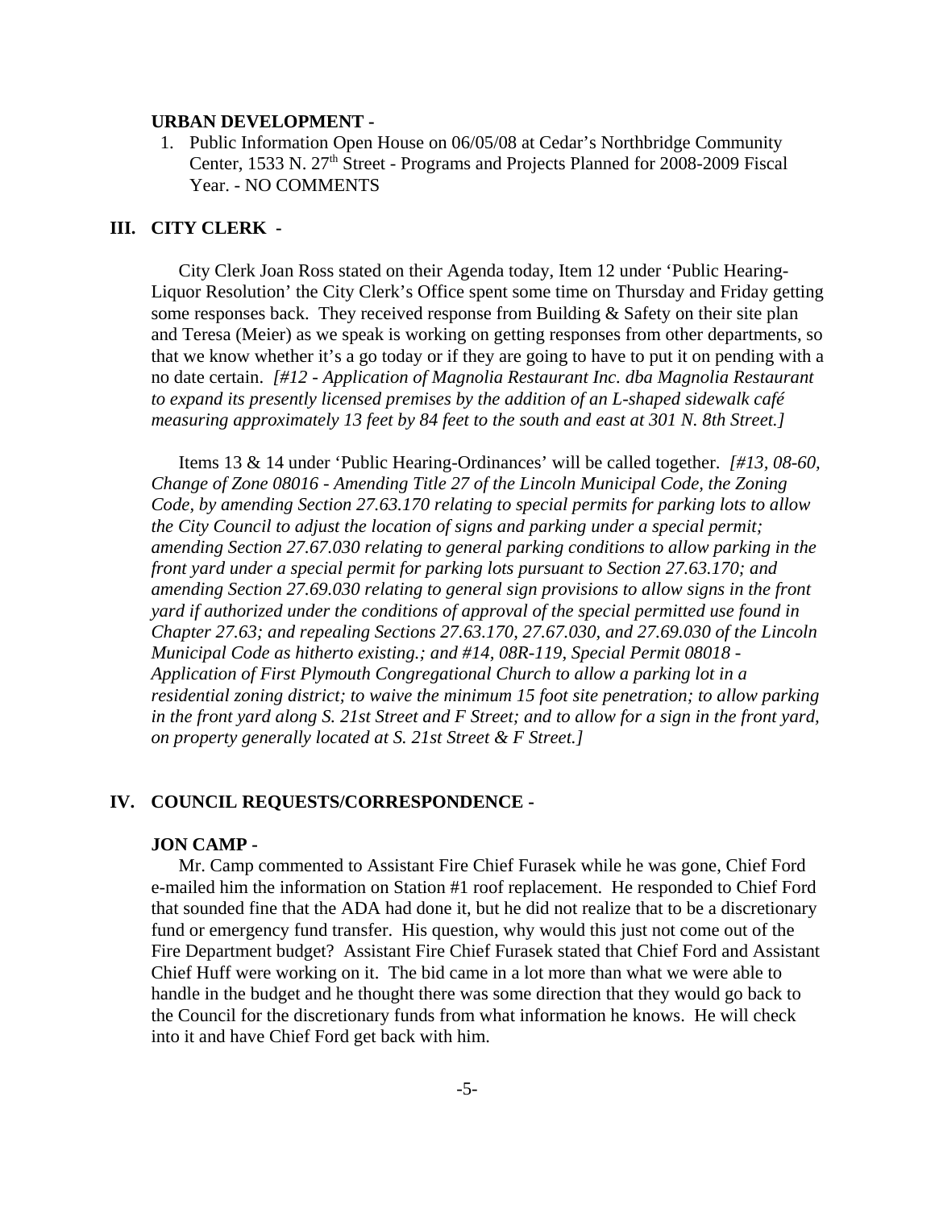**URBAN DEVELOPMENT -**

1. Public Information Open House on 06/05/08 at Cedar's Northbridge Community Center, 1533 N. 27th Street - Programs and Projects Planned for 2008-2009 Fiscal Year. - NO COMMENTS

## III. CITY CLERK -

City Clerk Joan Ross stated on their Agenda today, Item 12 under 'Public Hearing-Liquor Resolution' the City Clerk's Office spent some time on Thursday and Friday getting some responses back. They received response from Building & Safety on their site plan and Teresa (Meier) as we speak is working on getting responses from other departments, so that we know whether it's a go today or if they are going to have to put it on pending with a no date certain. *[#12 - Application of Magnolia Restaurant Inc. dba Magnolia Restaurant to expand its presently licensed premises by the addition of an L-shaped sidewalk café measuring approximately 13 feet by 84 feet to the south and east at 301 N. 8th Street.]*

Items 13 & 14 under 'Public Hearing-Ordinances' will be called together. *[#13, 08-60, Change of Zone 08016 - Amending Title 27 of the Lincoln Municipal Code, the Zoning Code, by amending Section 27.63.170 relating to special permits for parking lots to allow the City Council to adjust the location of signs and parking under a special permit; amending Section 27.67.030 relating to general parking conditions to allow parking in the front yard under a special permit for parking lots pursuant to Section 27.63.170; and amending Section 27.69.030 relating to general sign provisions to allow signs in the front yard if authorized under the conditions of approval of the special permitted use found in Chapter 27.63; and repealing Sections 27.63.170, 27.67.030, and 27.69.030 of the Lincoln Municipal Code as hitherto existing.; and #14, 08R-119, Special Permit 08018 - Application of First Plymouth Congregational Church to allow a parking lot in a residential zoning district; to waive the minimum 15 foot site penetration; to allow parking in the front yard along S. 21st Street and F Street; and to allow for a sign in the front yard, on property generally located at S. 21st Street & F Street.]*

## IV. COUNCIL REQUESTS/CORRESPONDENCE -

**JON CAMP -**

Mr. Camp commented to Assistant Fire Chief Furasek while he was gone, Chief Ford e-mailed him the information on Station #1 roof replacement. He responded to Chief Ford that sounded fine that the ADA had done it, but he did not realize that to be a discretionary fund or emergency fund transfer. His question, why would this just not come out of the Fire Department budget? Assistant Fire Chief Furasek stated that Chief Ford and Assistant Chief Huff were working on it. The bid came in a lot more than what we were able to handle in the budget and he thought there was some direction that they would go back to the Council for the discretionary funds from what information he knows. He will check into it and have Chief Ford get back with him.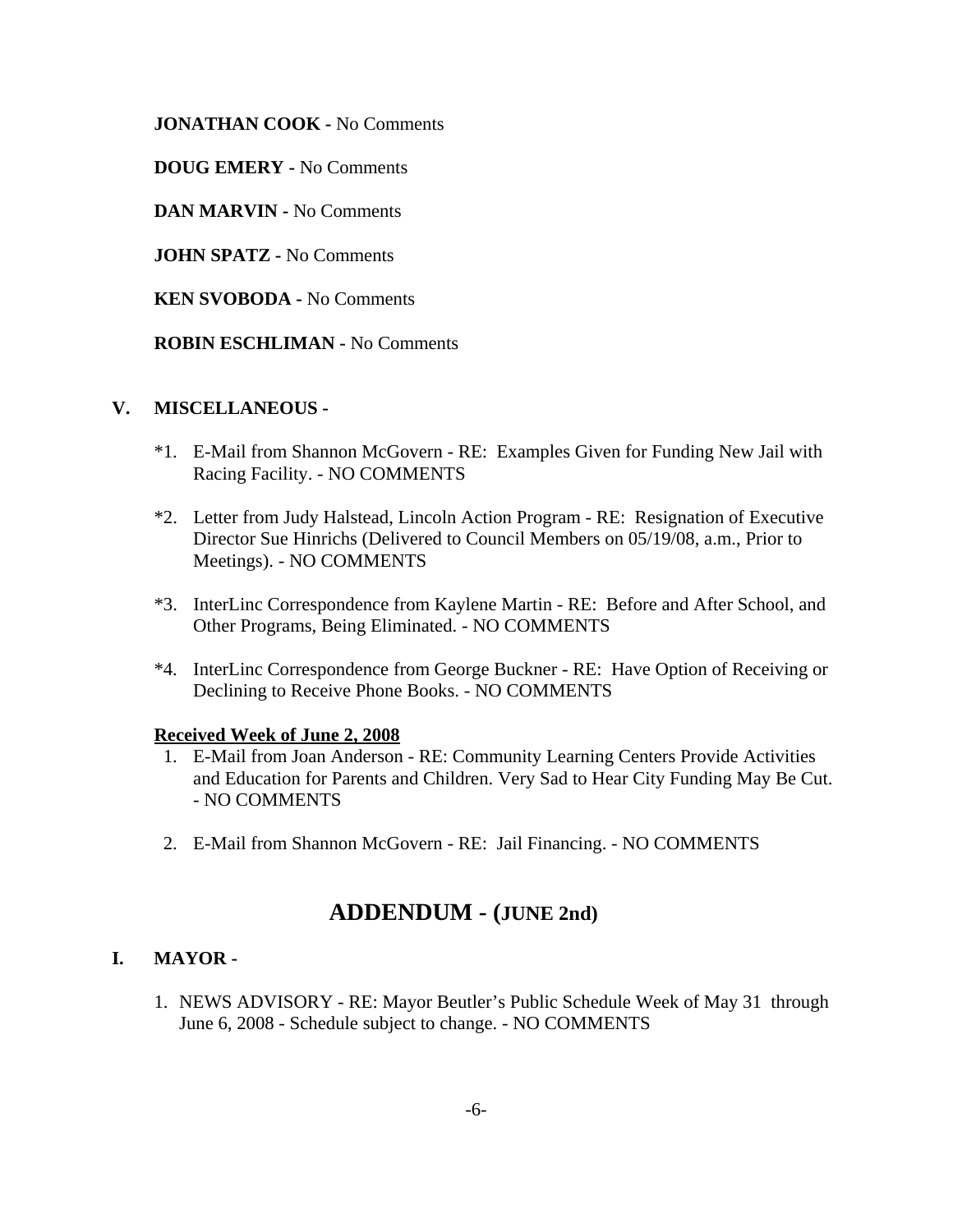**JONATHAN COOK -** No Comments

**DOUG EMERY -** No Comments

**DAN MARVIN -** No Comments

**JOHN SPATZ -** No Comments

**KEN SVOBODA -** No Comments

**ROBIN ESCHLIMAN -** No Comments

## V. MISCELLANEOUS -

*1. E-Mail from Shannon McGovern - RE: Examples Given for Funding New Jail with Racing Facility. - NO COMMENTS

*2. Letter from Judy Halstead, Lincoln Action Program - RE: Resignation of Executive Director Sue Hinrichs (Delivered to Council Members on 05/19/08, a.m., Prior to Meetings). - NO COMMENTS

*3. InterLinc Correspondence from Kaylene Martin - RE: Before and After School, and Other Programs, Being Eliminated. - NO COMMENTS

*4. InterLinc Correspondence from George Buckner - RE: Have Option of Receiving or Declining to Receive Phone Books. - NO COMMENTS

**Received Week of June 2, 2008**

1. E-Mail from Joan Anderson - RE: Community Learning Centers Provide Activities and Education for Parents and Children. Very Sad to Hear City Funding May Be Cut. - NO COMMENTS

2. E-Mail from Shannon McGovern - RE: Jail Financing. - NO COMMENTS

# ADDENDUM - (JUNE 2nd)

## I. MAYOR -

1. NEWS ADVISORY - RE: Mayor Beutler's Public Schedule Week of May 31 through June 6, 2008 - Schedule subject to change. - NO COMMENTS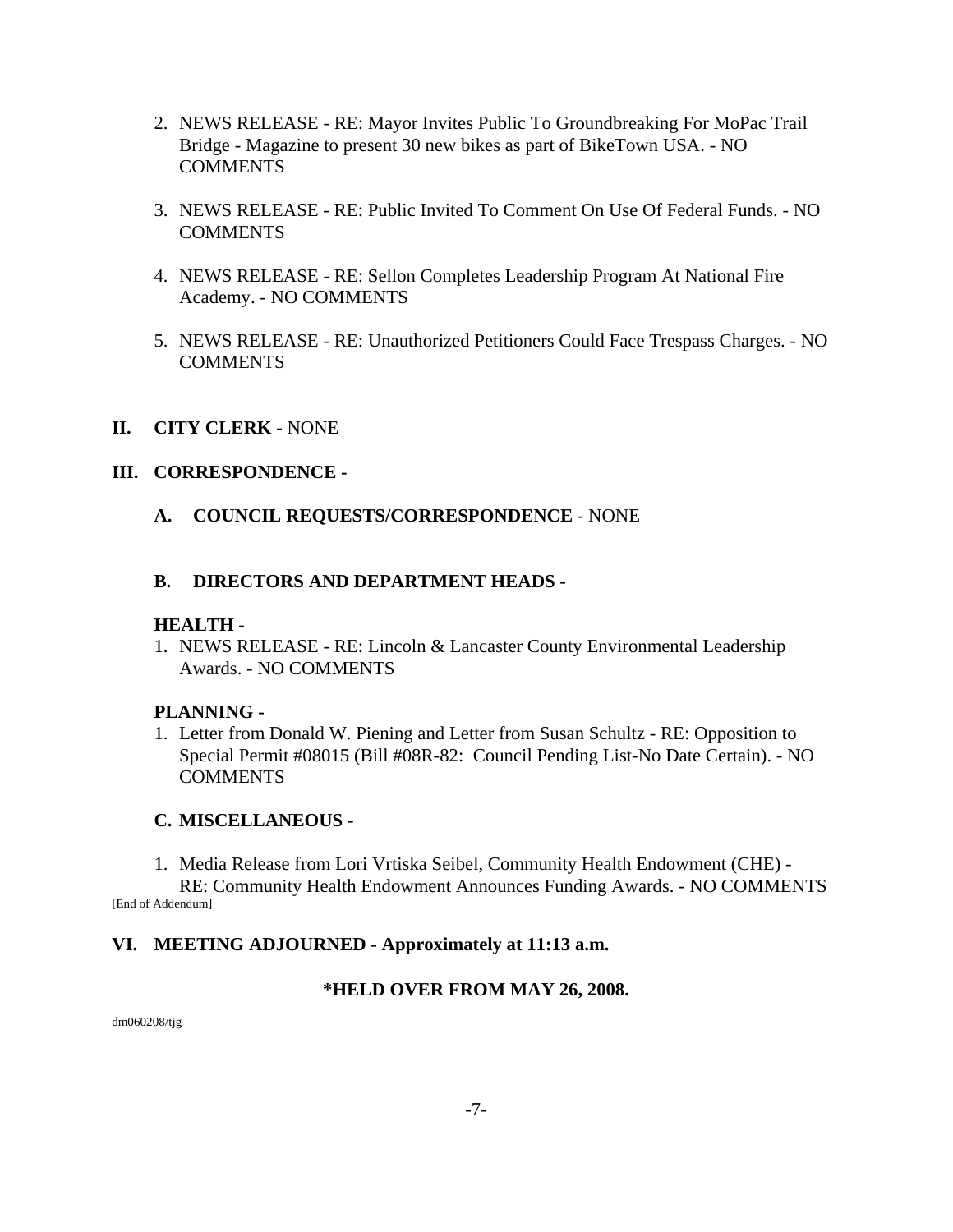2. NEWS RELEASE - RE: Mayor Invites Public To Groundbreaking For MoPac Trail Bridge - Magazine to present 30 new bikes as part of BikeTown USA. - NO COMMENTS

3. NEWS RELEASE - RE: Public Invited To Comment On Use Of Federal Funds. - NO COMMENTS

4. NEWS RELEASE - RE: Sellon Completes Leadership Program At National Fire Academy. - NO COMMENTS

5. NEWS RELEASE - RE: Unauthorized Petitioners Could Face Trespass Charges. - NO COMMENTS

## II. CITY CLERK - NONE

## III. CORRESPONDENCE -

### A. COUNCIL REQUESTS/CORRESPONDENCE - NONE

### B. DIRECTORS AND DEPARTMENT HEADS -

**HEALTH -**

1. NEWS RELEASE - RE: Lincoln & Lancaster County Environmental Leadership Awards. - NO COMMENTS

**PLANNING -**

1. Letter from Donald W. Piening and Letter from Susan Schultz - RE: Opposition to Special Permit #08015 (Bill #08R-82: Council Pending List-No Date Certain). - NO COMMENTS

### C. MISCELLANEOUS -

1. Media Release from Lori Vrtiska Seibel, Community Health Endowment (CHE) - RE: Community Health Endowment Announces Funding Awards. - NO COMMENTS

[End of Addendum]

## VI. MEETING ADJOURNED - Approximately at 11:13 a.m.

**\*HELD OVER FROM MAY 26, 2008.**

dm060208/tjg